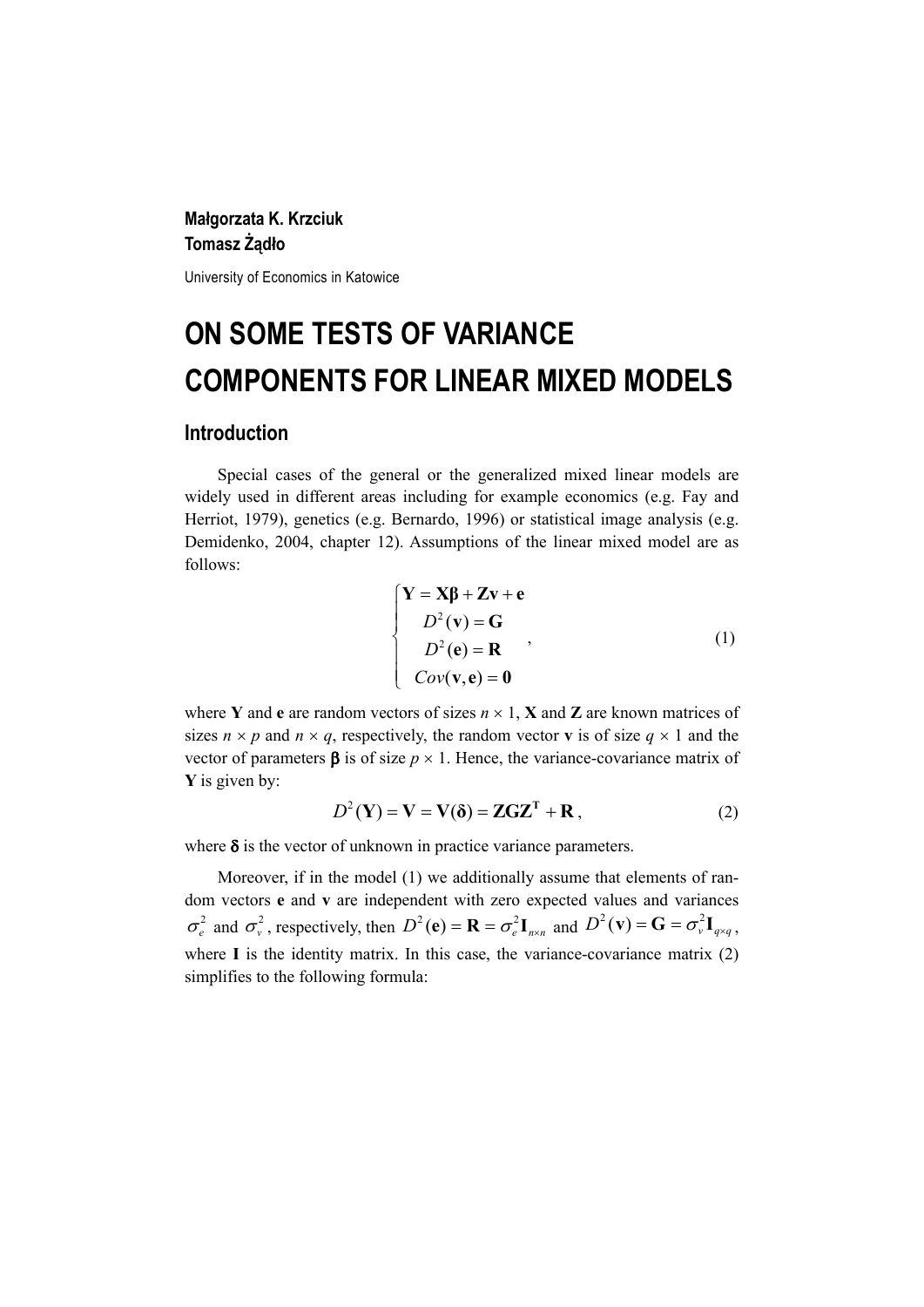**Małgorzata K. Krzciuk**
**Tomasz Żądło**

University of Economics in Katowice

# ON SOME TESTS OF VARIANCE COMPONENTS FOR LINEAR MIXED MODELS

## Introduction

Special cases of the general or the generalized mixed linear models are widely used in different areas including for example economics (e.g. Fay and Herriot, 1979), genetics (e.g. Bernardo, 1996) or statistical image analysis (e.g. Demidenko, 2004, chapter 12). Assumptions of the linear mixed model are as follows:

$$\begin{cases} \mathbf{Y} = \mathbf{X}\boldsymbol{\beta} + \mathbf{Z}\mathbf{v} + \mathbf{e} \\ D^2(\mathbf{v}) = \mathbf{G} \\ D^2(\mathbf{e}) = \mathbf{R} \\ Cov(\mathbf{v}, \mathbf{e}) = \mathbf{0} \end{cases}, \tag{1}$$

where $\mathbf{Y}$ and $\mathbf{e}$ are random vectors of sizes $n \times 1$, $\mathbf{X}$ and $\mathbf{Z}$ are known matrices of sizes $n \times p$ and $n \times q$, respectively, the random vector $\mathbf{v}$ is of size $q \times 1$ and the vector of parameters $\boldsymbol{\beta}$ is of size $p \times 1$. Hence, the variance-covariance matrix of $\mathbf{Y}$ is given by:

$$D^2(\mathbf{Y}) = \mathbf{V} = \mathbf{V}(\boldsymbol{\delta}) = \mathbf{Z}\mathbf{G}\mathbf{Z}^{\mathbf{T}} + \mathbf{R}, \tag{2}$$

where $\boldsymbol{\delta}$ is the vector of unknown in practice variance parameters.

Moreover, if in the model (1) we additionally assume that elements of random vectors $\mathbf{e}$ and $\mathbf{v}$ are independent with zero expected values and variances $\sigma_e^2$ and $\sigma_v^2$, respectively, then $D^2(\mathbf{e}) = \mathbf{R} = \sigma_e^2 \mathbf{I}_{n \times n}$ and $D^2(\mathbf{v}) = \mathbf{G} = \sigma_v^2 \mathbf{I}_{q \times q}$, where $\mathbf{I}$ is the identity matrix. In this case, the variance-covariance matrix (2) simplifies to the following formula: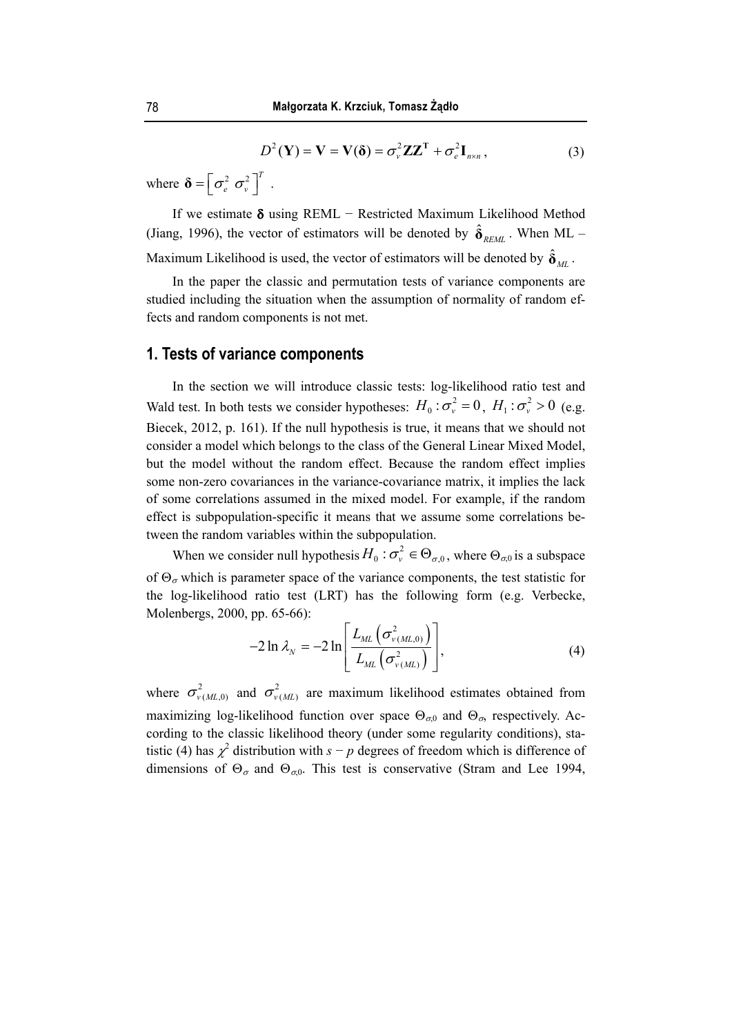$$D^2(\mathbf{Y}) = \mathbf{V} = \mathbf{V}(\boldsymbol{\delta}) = \sigma_v^2 \mathbf{Z}\mathbf{Z}^{\mathbf{T}} + \sigma_e^2 \mathbf{I}_{n \times n}, \tag{3}$$

where $\boldsymbol{\delta} = \left[\sigma_e^2 \; \sigma_v^2\right]^T$ .

If we estimate $\boldsymbol{\delta}$ using REML − Restricted Maximum Likelihood Method (Jiang, 1996), the vector of estimators will be denoted by $\hat{\boldsymbol{\delta}}_{REML}$. When ML – Maximum Likelihood is used, the vector of estimators will be denoted by $\hat{\boldsymbol{\delta}}_{ML}$.

In the paper the classic and permutation tests of variance components are studied including the situation when the assumption of normality of random effects and random components is not met.

## 1. Tests of variance components

In the section we will introduce classic tests: log-likelihood ratio test and Wald test. In both tests we consider hypotheses: $H_0 : \sigma_v^2 = 0$, $H_1 : \sigma_v^2 > 0$ (e.g. Biecek, 2012, p. 161). If the null hypothesis is true, it means that we should not consider a model which belongs to the class of the General Linear Mixed Model, but the model without the random effect. Because the random effect implies some non-zero covariances in the variance-covariance matrix, it implies the lack of some correlations assumed in the mixed model. For example, if the random effect is subpopulation-specific it means that we assume some correlations between the random variables within the subpopulation.

When we consider null hypothesis $H_0 : \sigma_v^2 \in \Theta_{\sigma,0}$, where $\Theta_{\sigma,0}$ is a subspace of $\Theta_\sigma$ which is parameter space of the variance components, the test statistic for the log-likelihood ratio test (LRT) has the following form (e.g. Verbecke, Molenbergs, 2000, pp. 65-66):

$$-2\ln\lambda_N = -2\ln\left[\frac{L_{ML}\left(\sigma^2_{v(ML,0)}\right)}{L_{ML}\left(\sigma^2_{v(ML)}\right)}\right], \tag{4}$$

where $\sigma^2_{v(ML,0)}$ and $\sigma^2_{v(ML)}$ are maximum likelihood estimates obtained from maximizing log-likelihood function over space $\Theta_{\sigma,0}$ and $\Theta_\sigma$, respectively. According to the classic likelihood theory (under some regularity conditions), statistic (4) has $\chi^2$ distribution with $s - p$ degrees of freedom which is difference of dimensions of $\Theta_\sigma$ and $\Theta_{\sigma,0}$. This test is conservative (Stram and Lee 1994,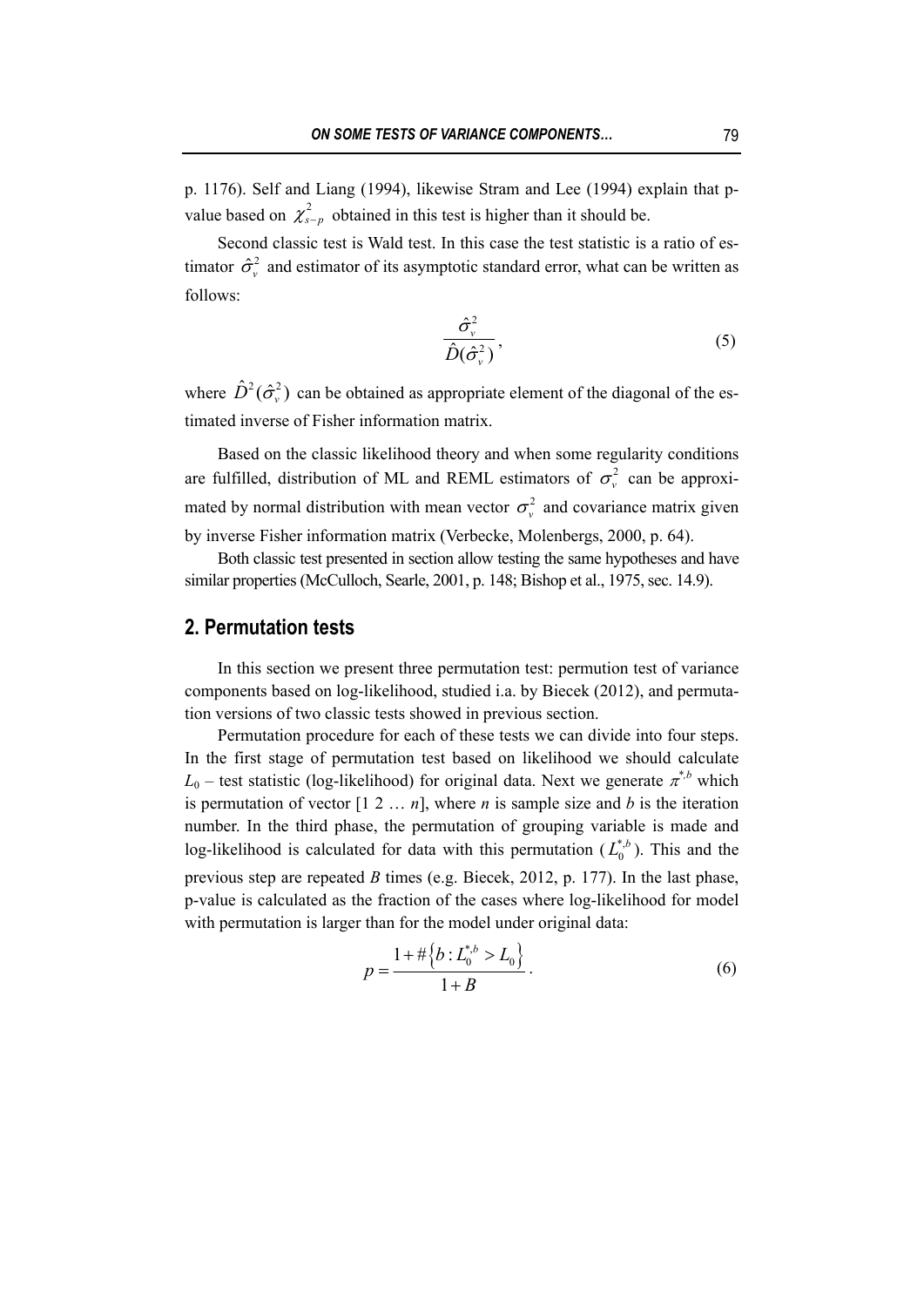p. 1176). Self and Liang (1994), likewise Stram and Lee (1994) explain that p-value based on $\chi^2_{s-p}$ obtained in this test is higher than it should be.

Second classic test is Wald test. In this case the test statistic is a ratio of estimator $\hat{\sigma}_v^2$ and estimator of its asymptotic standard error, what can be written as follows:

$$\frac{\hat{\sigma}_v^2}{\hat{D}(\hat{\sigma}_v^2)}, \tag{5}$$

where $\hat{D}^2(\hat{\sigma}_v^2)$ can be obtained as appropriate element of the diagonal of the estimated inverse of Fisher information matrix.

Based on the classic likelihood theory and when some regularity conditions are fulfilled, distribution of ML and REML estimators of $\sigma_v^2$ can be approximated by normal distribution with mean vector $\sigma_v^2$ and covariance matrix given by inverse Fisher information matrix (Verbecke, Molenbergs, 2000, p. 64).

Both classic test presented in section allow testing the same hypotheses and have similar properties (McCulloch, Searle, 2001, p. 148; Bishop et al., 1975, sec. 14.9).

## 2. Permutation tests

In this section we present three permutation test: permution test of variance components based on log-likelihood, studied i.a. by Biecek (2012), and permutation versions of two classic tests showed in previous section.

Permutation procedure for each of these tests we can divide into four steps. In the first stage of permutation test based on likelihood we should calculate $L_0$ – test statistic (log-likelihood) for original data. Next we generate $\pi^{*,b}$ which is permutation of vector [1 2 … $n$], where $n$ is sample size and $b$ is the iteration number. In the third phase, the permutation of grouping variable is made and log-likelihood is calculated for data with this permutation ($L_0^{*,b}$). This and the previous step are repeated $B$ times (e.g. Biecek, 2012, p. 177). In the last phase, p-value is calculated as the fraction of the cases where log-likelihood for model with permutation is larger than for the model under original data:

$$p = \frac{1 + \#\left\{b : L_0^{*,b} > L_0\right\}}{1 + B}. \tag{6}$$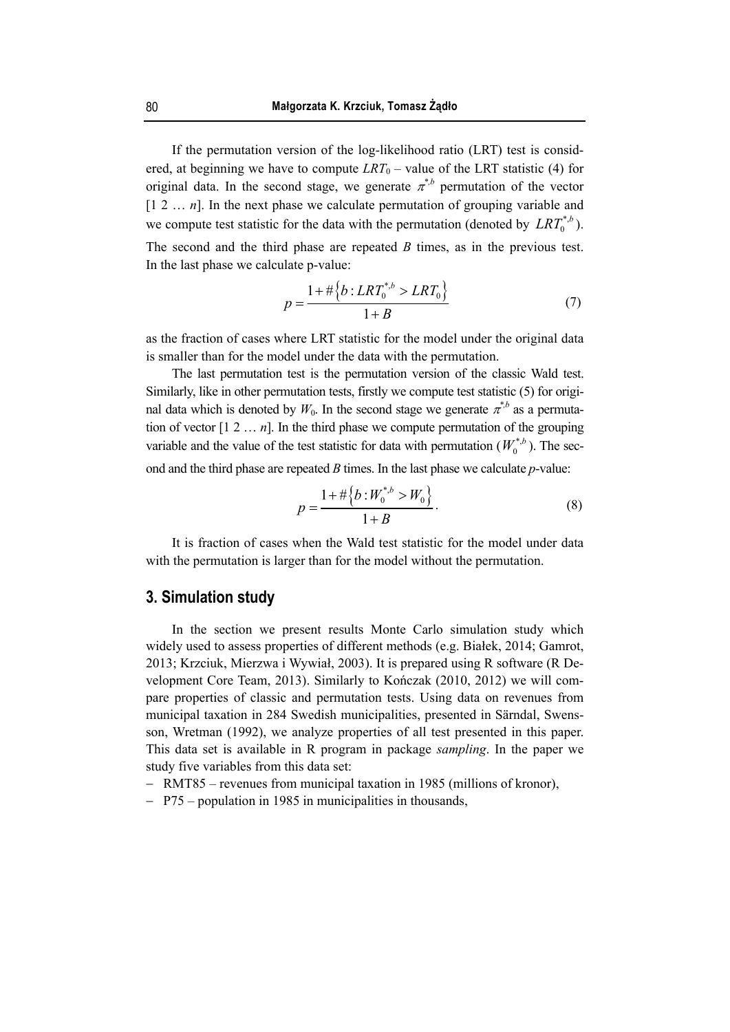If the permutation version of the log-likelihood ratio (LRT) test is considered, at beginning we have to compute $LRT_0$ – value of the LRT statistic (4) for original data. In the second stage, we generate $\pi^{*,b}$ permutation of the vector [1 2 … *n*]. In the next phase we calculate permutation of grouping variable and we compute test statistic for the data with the permutation (denoted by $LRT_0^{*,b}$). The second and the third phase are repeated *B* times, as in the previous test. In the last phase we calculate p-value:

$$p = \frac{1 + \#\{b : LRT_0^{*,b} > LRT_0\}}{1 + B} \tag{7}$$

as the fraction of cases where LRT statistic for the model under the original data is smaller than for the model under the data with the permutation.

The last permutation test is the permutation version of the classic Wald test. Similarly, like in other permutation tests, firstly we compute test statistic (5) for original data which is denoted by $W_0$. In the second stage we generate $\pi^{*,b}$ as a permutation of vector [1 2 … *n*]. In the third phase we compute permutation of the grouping variable and the value of the test statistic for data with permutation ($W_0^{*,b}$). The second and the third phase are repeated *B* times. In the last phase we calculate *p*-value:

$$p = \frac{1 + \#\{b : W_0^{*,b} > W_0\}}{1 + B}. \tag{8}$$

It is fraction of cases when the Wald test statistic for the model under data with the permutation is larger than for the model without the permutation.

## 3. Simulation study

In the section we present results Monte Carlo simulation study which widely used to assess properties of different methods (e.g. Białek, 2014; Gamrot, 2013; Krzciuk, Mierzwa i Wywiał, 2003). It is prepared using R software (R Development Core Team, 2013). Similarly to Kończak (2010, 2012) we will compare properties of classic and permutation tests. Using data on revenues from municipal taxation in 284 Swedish municipalities, presented in Särndal, Swensson, Wretman (1992), we analyze properties of all test presented in this paper. This data set is available in R program in package *sampling*. In the paper we study five variables from this data set:

- RMT85 – revenues from municipal taxation in 1985 (millions of kronor),
- P75 – population in 1985 in municipalities in thousands,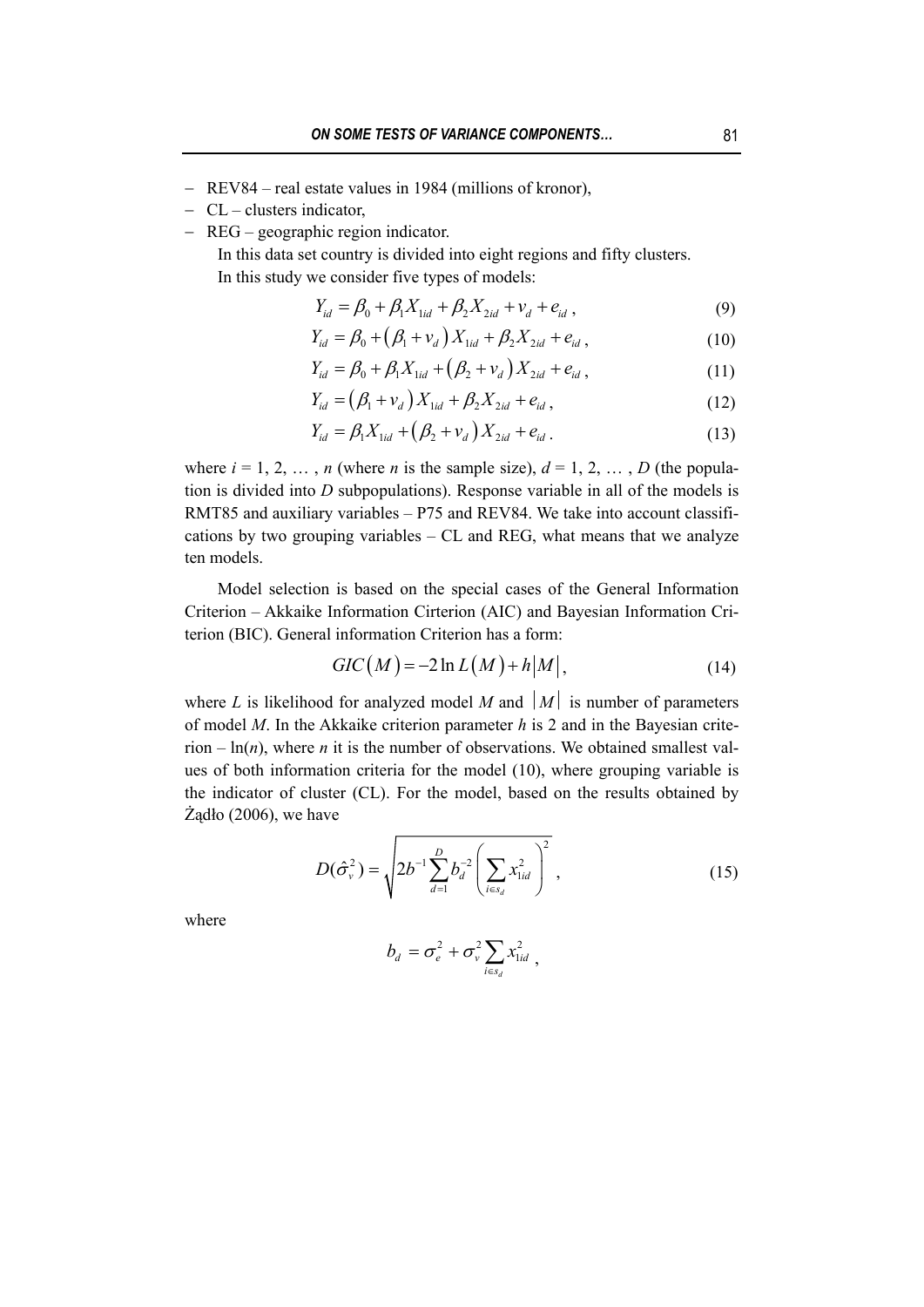- REV84 – real estate values in 1984 (millions of kronor),
- CL – clusters indicator,
- REG – geographic region indicator.

In this data set country is divided into eight regions and fifty clusters.

In this study we consider five types of models:

$$Y_{id} = \beta_0 + \beta_1 X_{1id} + \beta_2 X_{2id} + v_d + e_{id}\ , \tag{9}$$

$$Y_{id} = \beta_0 + \left(\beta_1 + v_d\right) X_{1id} + \beta_2 X_{2id} + e_{id}\ , \tag{10}$$

$$Y_{id} = \beta_0 + \beta_1 X_{1id} + \left(\beta_2 + v_d\right) X_{2id} + e_{id}\ , \tag{11}$$

$$Y_{id} = \left(\beta_1 + v_d\right) X_{1id} + \beta_2 X_{2id} + e_{id}\ , \tag{12}$$

$$Y_{id} = \beta_1 X_{1id} + \left(\beta_2 + v_d\right) X_{2id} + e_{id}\ . \tag{13}$$

where $i = 1, 2, \ldots, n$ (where $n$ is the sample size), $d = 1, 2, \ldots, D$ (the population is divided into $D$ subpopulations). Response variable in all of the models is RMT85 and auxiliary variables – P75 and REV84. We take into account classifications by two grouping variables – CL and REG, what means that we analyze ten models.

Model selection is based on the special cases of the General Information Criterion – Akkaike Information Cirterion (AIC) and Bayesian Information Criterion (BIC). General information Criterion has a form:

$$GIC\left(M\right) = -2\ln L\left(M\right) + h\left|M\right|, \tag{14}$$

where $L$ is likelihood for analyzed model $M$ and $\left|M\right|$ is number of parameters of model $M$. In the Akkaike criterion parameter $h$ is 2 and in the Bayesian criterion – $\ln(n)$, where $n$ it is the number of observations. We obtained smallest values of both information criteria for the model (10), where grouping variable is the indicator of cluster (CL). For the model, based on the results obtained by Żądło (2006), we have

$$D(\hat{\sigma}_v^2) = \sqrt{2b^{-1}\sum_{d=1}^{D} b_d^{-2}\left(\sum_{i \in s_d} x_{1id}^2\right)^2}\ , \tag{15}$$

where

$$b_d = \sigma_e^2 + \sigma_v^2 \sum_{i \in s_d} x_{1id}^2\ ,$$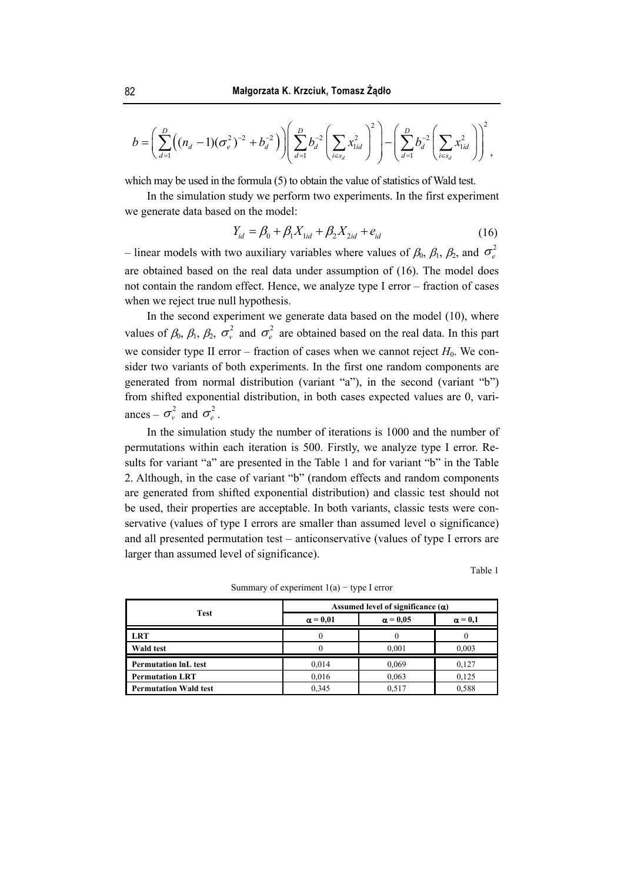$$b = \left( \sum_{d=1}^{D} \left( (n_d - 1)(\sigma_e^2)^{-2} + b_d^{-2} \right) \right) \left( \sum_{d=1}^{D} b_d^{-2} \left( \sum_{i \in s_d} x_{1id}^2 \right)^2 \right) - \left( \sum_{d=1}^{D} b_d^{-2} \left( \sum_{i \in s_d} x_{1id}^2 \right) \right)^2 ,$$

which may be used in the formula (5) to obtain the value of statistics of Wald test.

In the simulation study we perform two experiments. In the first experiment we generate data based on the model:

$$Y_{id} = \beta_0 + \beta_1 X_{1id} + \beta_2 X_{2id} + e_{id} \tag{16}$$

– linear models with two auxiliary variables where values of $\beta_0$, $\beta_1$, $\beta_2$, and $\sigma_e^2$ are obtained based on the real data under assumption of (16). The model does not contain the random effect. Hence, we analyze type I error – fraction of cases when we reject true null hypothesis.

In the second experiment we generate data based on the model (10), where values of $\beta_0$, $\beta_1$, $\beta_2$, $\sigma_v^2$ and $\sigma_e^2$ are obtained based on the real data. In this part we consider type II error – fraction of cases when we cannot reject $H_0$. We consider two variants of both experiments. In the first one random components are generated from normal distribution (variant "a"), in the second (variant "b") from shifted exponential distribution, in both cases expected values are 0, variances – $\sigma_v^2$ and $\sigma_e^2$.

In the simulation study the number of iterations is 1000 and the number of permutations within each iteration is 500. Firstly, we analyze type I error. Results for variant "a" are presented in the Table 1 and for variant "b" in the Table 2. Although, in the case of variant "b" (random effects and random components are generated from shifted exponential distribution) and classic test should not be used, their properties are acceptable. In both variants, classic tests were conservative (values of type I errors are smaller than assumed level o significance) and all presented permutation test – anticonservative (values of type I errors are larger than assumed level of significance).

Table 1

Summary of experiment 1(a) − type I error

| Test | Assumed level of significance ($\alpha$) | | |
|---|---|---|---|
| | $\alpha$ = 0,01 | $\alpha$ = 0,05 | $\alpha$ = 0,1 |
| **LRT** | 0 | 0 | 0 |
| **Wald test** | 0 | 0,001 | 0,003 |
| **Permutation lnL test** | 0,014 | 0,069 | 0,127 |
| **Permutation LRT** | 0,016 | 0,063 | 0,125 |
| **Permutation Wald test** | 0,345 | 0,517 | 0,588 |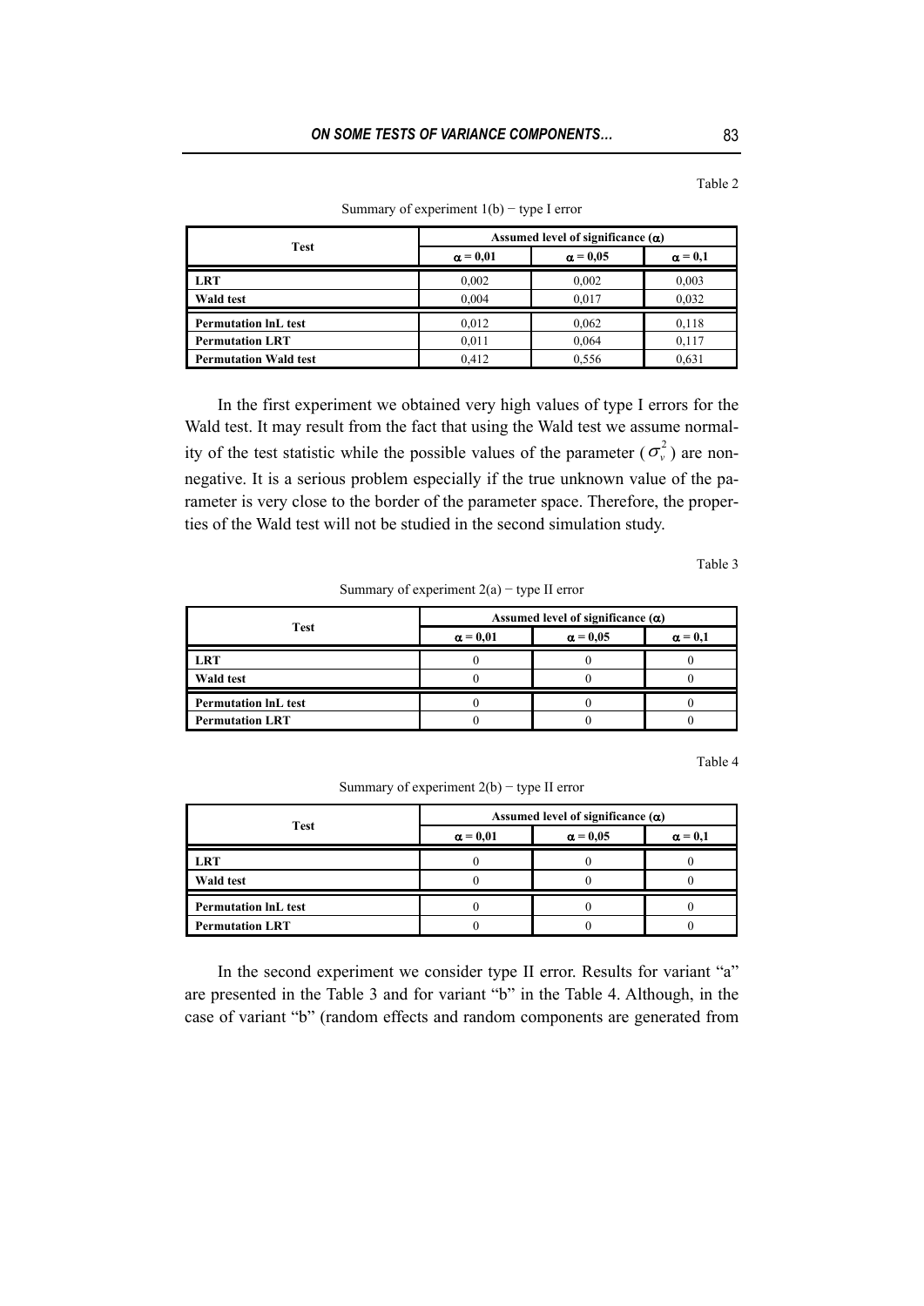Table 2

Summary of experiment 1(b) − type I error

| Test | Assumed level of significance (α) | | |
|---|---|---|---|
| | $\alpha = 0{,}01$ | $\alpha = 0{,}05$ | $\alpha = 0{,}1$ |
| **LRT** | 0,002 | 0,002 | 0,003 |
| **Wald test** | 0,004 | 0,017 | 0,032 |
| **Permutation lnL test** | 0,012 | 0,062 | 0,118 |
| **Permutation LRT** | 0,011 | 0,064 | 0,117 |
| **Permutation Wald test** | 0,412 | 0,556 | 0,631 |

In the first experiment we obtained very high values of type I errors for the Wald test. It may result from the fact that using the Wald test we assume normality of the test statistic while the possible values of the parameter ($\sigma_v^2$) are non-negative. It is a serious problem especially if the true unknown value of the parameter is very close to the border of the parameter space. Therefore, the properties of the Wald test will not be studied in the second simulation study.

Table 3

Summary of experiment 2(a) − type II error

| Test | Assumed level of significance (α) | | |
|---|---|---|---|
| | $\alpha = 0{,}01$ | $\alpha = 0{,}05$ | $\alpha = 0{,}1$ |
| **LRT** | 0 | 0 | 0 |
| **Wald test** | 0 | 0 | 0 |
| **Permutation lnL test** | 0 | 0 | 0 |
| **Permutation LRT** | 0 | 0 | 0 |

Table 4

Summary of experiment 2(b) − type II error

| Test | Assumed level of significance (α) | | |
|---|---|---|---|
| | $\alpha = 0{,}01$ | $\alpha = 0{,}05$ | $\alpha = 0{,}1$ |
| **LRT** | 0 | 0 | 0 |
| **Wald test** | 0 | 0 | 0 |
| **Permutation lnL test** | 0 | 0 | 0 |
| **Permutation LRT** | 0 | 0 | 0 |

In the second experiment we consider type II error. Results for variant "a" are presented in the Table 3 and for variant "b" in the Table 4. Although, in the case of variant "b" (random effects and random components are generated from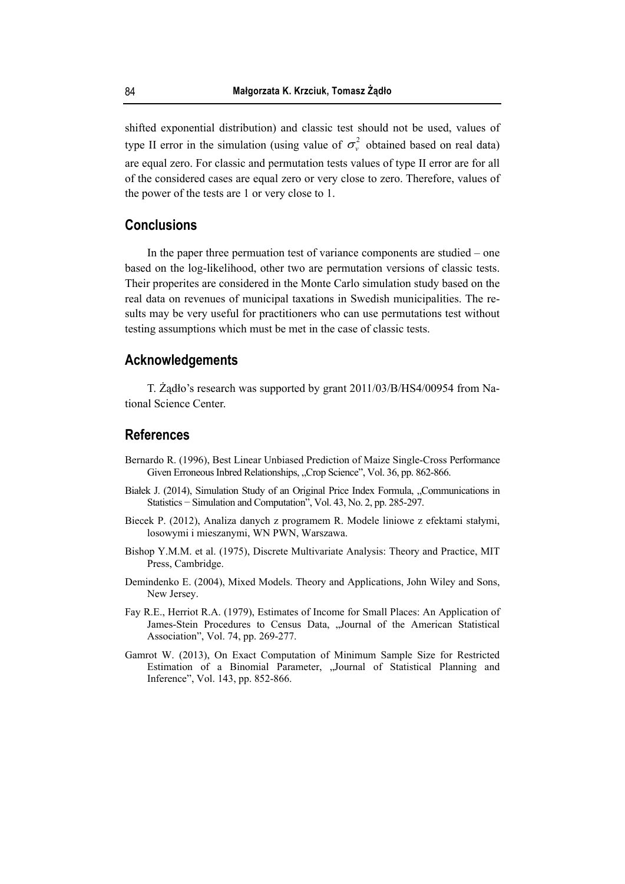shifted exponential distribution) and classic test should not be used, values of type II error in the simulation (using value of $\sigma_v^2$ obtained based on real data) are equal zero. For classic and permutation tests values of type II error are for all of the considered cases are equal zero or very close to zero. Therefore, values of the power of the tests are 1 or very close to 1.

## Conclusions

In the paper three permuation test of variance components are studied – one based on the log-likelihood, other two are permutation versions of classic tests. Their properites are considered in the Monte Carlo simulation study based on the real data on revenues of municipal taxations in Swedish municipalities. The results may be very useful for practitioners who can use permutations test without testing assumptions which must be met in the case of classic tests.

## Acknowledgements

T. Żądło's research was supported by grant 2011/03/B/HS4/00954 from National Science Center.

## References

Bernardo R. (1996), Best Linear Unbiased Prediction of Maize Single-Cross Performance Given Erroneous Inbred Relationships, „Crop Science", Vol. 36, pp. 862-866.

Białek J. (2014), Simulation Study of an Original Price Index Formula, „Communications in Statistics − Simulation and Computation", Vol. 43, No. 2, pp. 285-297.

Biecek P. (2012), Analiza danych z programem R. Modele liniowe z efektami stałymi, losowymi i mieszanymi, WN PWN, Warszawa.

Bishop Y.M.M. et al. (1975), Discrete Multivariate Analysis: Theory and Practice, MIT Press, Cambridge.

Demindenko E. (2004), Mixed Models. Theory and Applications, John Wiley and Sons, New Jersey.

Fay R.E., Herriot R.A. (1979), Estimates of Income for Small Places: An Application of James-Stein Procedures to Census Data, „Journal of the American Statistical Association", Vol. 74, pp. 269-277.

Gamrot W. (2013), On Exact Computation of Minimum Sample Size for Restricted Estimation of a Binomial Parameter, „Journal of Statistical Planning and Inference", Vol. 143, pp. 852-866.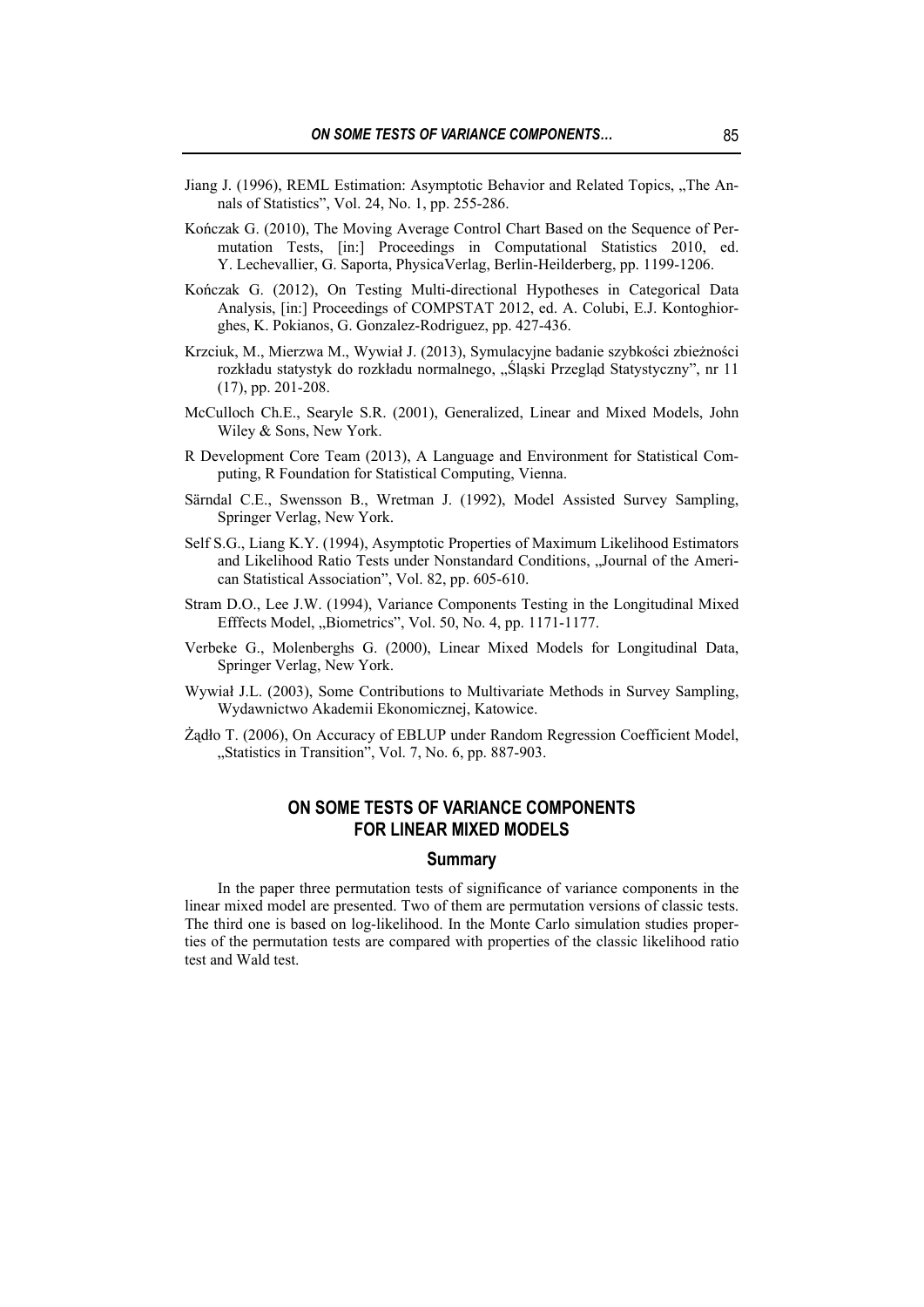Jiang J. (1996), REML Estimation: Asymptotic Behavior and Related Topics, „The Annals of Statistics", Vol. 24, No. 1, pp. 255-286.

Kończak G. (2010), The Moving Average Control Chart Based on the Sequence of Permutation Tests, [in:] Proceedings in Computational Statistics 2010, ed. Y. Lechevallier, G. Saporta, PhysicaVerlag, Berlin-Heilderberg, pp. 1199-1206.

Kończak G. (2012), On Testing Multi-directional Hypotheses in Categorical Data Analysis, [in:] Proceedings of COMPSTAT 2012, ed. A. Colubi, E.J. Kontoghiorghes, K. Pokianos, G. Gonzalez-Rodriguez, pp. 427-436.

Krzciuk, M., Mierzwa M., Wywiał J. (2013), Symulacyjne badanie szybkości zbieżności rozkładu statystyk do rozkładu normalnego, „Śląski Przegląd Statystyczny", nr 11 (17), pp. 201-208.

McCulloch Ch.E., Searyle S.R. (2001), Generalized, Linear and Mixed Models, John Wiley & Sons, New York.

R Development Core Team (2013), A Language and Environment for Statistical Computing, R Foundation for Statistical Computing, Vienna.

Särndal C.E., Swensson B., Wretman J. (1992), Model Assisted Survey Sampling, Springer Verlag, New York.

Self S.G., Liang K.Y. (1994), Asymptotic Properties of Maximum Likelihood Estimators and Likelihood Ratio Tests under Nonstandard Conditions, „Journal of the American Statistical Association", Vol. 82, pp. 605-610.

Stram D.O., Lee J.W. (1994), Variance Components Testing in the Longitudinal Mixed Efffects Model, „Biometrics", Vol. 50, No. 4, pp. 1171-1177.

Verbeke G., Molenberghs G. (2000), Linear Mixed Models for Longitudinal Data, Springer Verlag, New York.

Wywiał J.L. (2003), Some Contributions to Multivariate Methods in Survey Sampling, Wydawnictwo Akademii Ekonomicznej, Katowice.

Żądło T. (2006), On Accuracy of EBLUP under Random Regression Coefficient Model, „Statistics in Transition", Vol. 7, No. 6, pp. 887-903.

## ON SOME TESTS OF VARIANCE COMPONENTS FOR LINEAR MIXED MODELS

### Summary

In the paper three permutation tests of significance of variance components in the linear mixed model are presented. Two of them are permutation versions of classic tests. The third one is based on log-likelihood. In the Monte Carlo simulation studies properties of the permutation tests are compared with properties of the classic likelihood ratio test and Wald test.